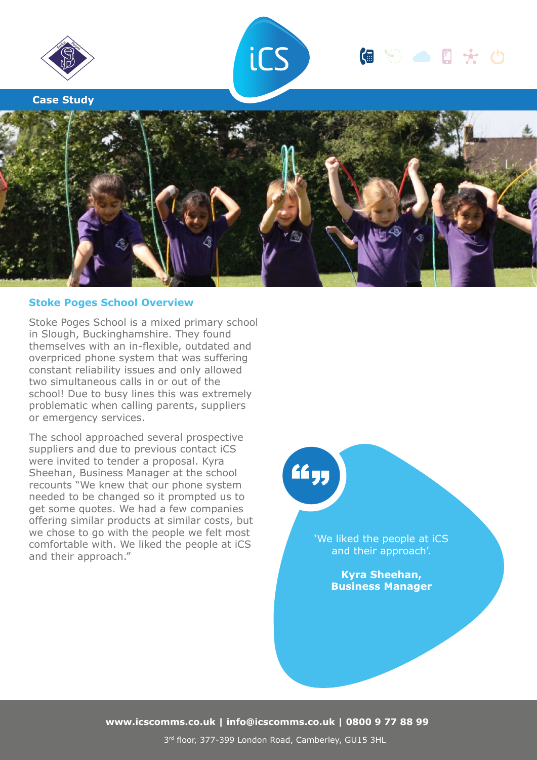**Case Study**

## Stoke Poges School Overview

Stoke Poges School is a mixed primary school in Slough, Buckinghamshire. They found themselves with an in-flexible, outdated and overpriced phone system that was suffering constant reliability issues and only allowed two simultaneous calls in or out of the school! Due to busy lines this was extremely problematic when calling parents, suppliers or emergency services.

The school approached several prospective suppliers and due to previous contact iCS were invited to tender a proposal. Kyra Sheehan, Business Manager at the school recounts "We knew that our phone system needed to be changed so it prompted us to get some quotes. We had a few companies offering similar products at similar costs, but we chose to go with the people we felt most comfortable with. We liked the people at iCS and their approach."

> 'We liked the people at iCS and their approach'.
>
> **Kyra Sheehan, Business Manager**

**www.icscomms.co.uk | info@icscomms.co.uk | 0800 9 77 88 99**

3rd floor, 377-399 London Road, Camberley, GU15 3HL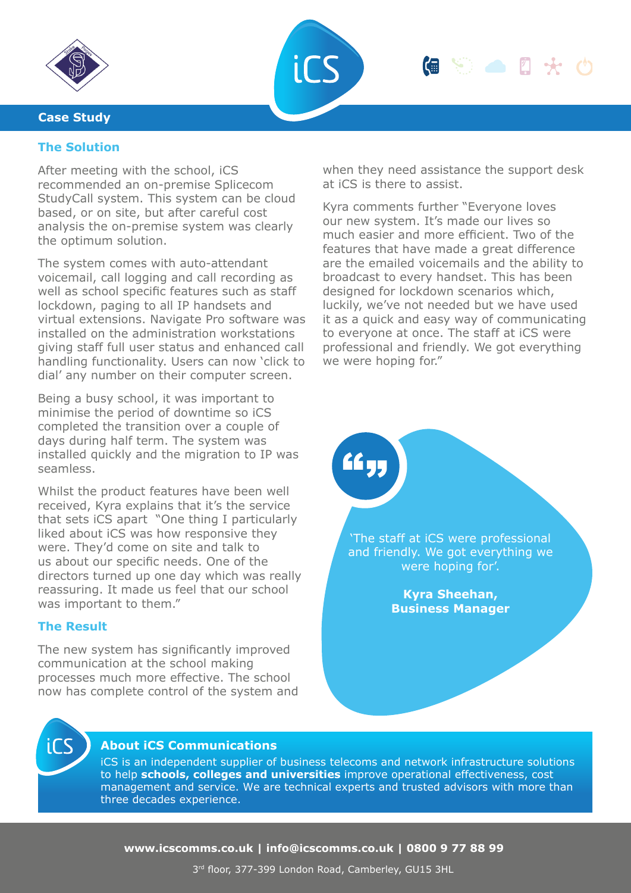**Case Study**

## The Solution

After meeting with the school, iCS recommended an on-premise Splicecom StudyCall system. This system can be cloud based, or on site, but after careful cost analysis the on-premise system was clearly the optimum solution.

The system comes with auto-attendant voicemail, call logging and call recording as well as school specific features such as staff lockdown, paging to all IP handsets and virtual extensions. Navigate Pro software was installed on the administration workstations giving staff full user status and enhanced call handling functionality. Users can now 'click to dial' any number on their computer screen.

Being a busy school, it was important to minimise the period of downtime so iCS completed the transition over a couple of days during half term. The system was installed quickly and the migration to IP was seamless.

Whilst the product features have been well received, Kyra explains that it's the service that sets iCS apart "One thing I particularly liked about iCS was how responsive they were. They'd come on site and talk to us about our specific needs. One of the directors turned up one day which was really reassuring. It made us feel that our school was important to them."

## The Result

The new system has significantly improved communication at the school making processes much more effective. The school now has complete control of the system and when they need assistance the support desk at iCS is there to assist.

Kyra comments further "Everyone loves our new system. It's made our lives so much easier and more efficient. Two of the features that have made a great difference are the emailed voicemails and the ability to broadcast to every handset. This has been designed for lockdown scenarios which, luckily, we've not needed but we have used it as a quick and easy way of communicating to everyone at once. The staff at iCS were professional and friendly. We got everything we were hoping for."

> 'The staff at iCS were professional and friendly. We got everything we were hoping for'.
>
> **Kyra Sheehan,**
> **Business Manager**

## About iCS Communications

iCS is an independent supplier of business telecoms and network infrastructure solutions to help **schools, colleges and universities** improve operational effectiveness, cost management and service. We are technical experts and trusted advisors with more than three decades experience.

**www.icscomms.co.uk | info@icscomms.co.uk | 0800 9 77 88 99**

3rd floor, 377-399 London Road, Camberley, GU15 3HL